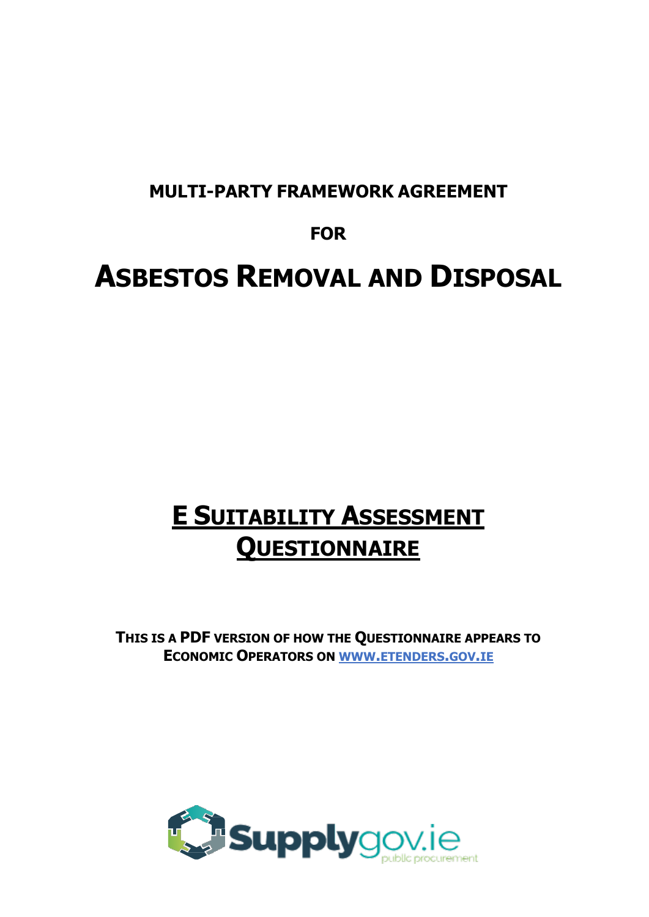**MULTI-PARTY FRAMEWORK AGREEMENT**

**FOR**

# ASBESTOS REMOVAL AND DISPOSAL

## E SUITABILITY ASSESSMENT QUESTIONNAIRE

**THIS IS A PDF VERSION OF HOW THE QUESTIONNAIRE APPEARS TO ECONOMIC OPERATORS ON [WWW.ETENDERS.GOV.IE](http://www.etenders.gov.ie)**

Supplygov.ie public procurement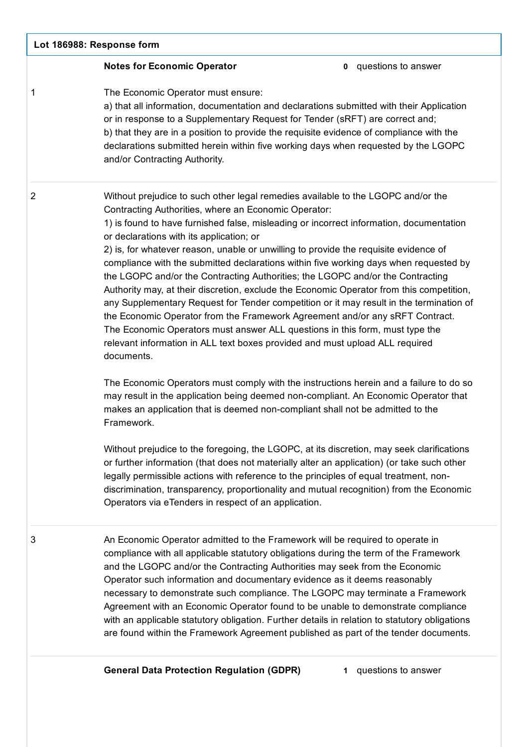**Lot 186988: Response form**

| | **Notes for Economic Operator** | **0** questions to answer |
|---|---|---|
| 1 | The Economic Operator must ensure:<br>a) that all information, documentation and declarations submitted with their Application or in response to a Supplementary Request for Tender (sRFT) are correct and;<br>b) that they are in a position to provide the requisite evidence of compliance with the declarations submitted herein within five working days when requested by the LGOPC and/or Contracting Authority. | |
| 2 | Without prejudice to such other legal remedies available to the LGOPC and/or the Contracting Authorities, where an Economic Operator:<br>1) is found to have furnished false, misleading or incorrect information, documentation or declarations with its application; or<br>2) is, for whatever reason, unable or unwilling to provide the requisite evidence of compliance with the submitted declarations within five working days when requested by the LGOPC and/or the Contracting Authorities; the LGOPC and/or the Contracting Authority may, at their discretion, exclude the Economic Operator from this competition, any Supplementary Request for Tender competition or it may result in the termination of the Economic Operator from the Framework Agreement and/or any sRFT Contract. The Economic Operators must answer ALL questions in this form, must type the relevant information in ALL text boxes provided and must upload ALL required documents.<br><br>The Economic Operators must comply with the instructions herein and a failure to do so may result in the application being deemed non-compliant. An Economic Operator that makes an application that is deemed non-compliant shall not be admitted to the Framework.<br><br>Without prejudice to the foregoing, the LGOPC, at its discretion, may seek clarifications or further information (that does not materially alter an application) (or take such other legally permissible actions with reference to the principles of equal treatment, non-discrimination, transparency, proportionality and mutual recognition) from the Economic Operators via eTenders in respect of an application. | |
| 3 | An Economic Operator admitted to the Framework will be required to operate in compliance with all applicable statutory obligations during the term of the Framework and the LGOPC and/or the Contracting Authorities may seek from the Economic Operator such information and documentary evidence as it deems reasonably necessary to demonstrate such compliance. The LGOPC may terminate a Framework Agreement with an Economic Operator found to be unable to demonstrate compliance with an applicable statutory obligation. Further details in relation to statutory obligations are found within the Framework Agreement published as part of the tender documents. | |
| | **General Data Protection Regulation (GDPR)** | **1** questions to answer |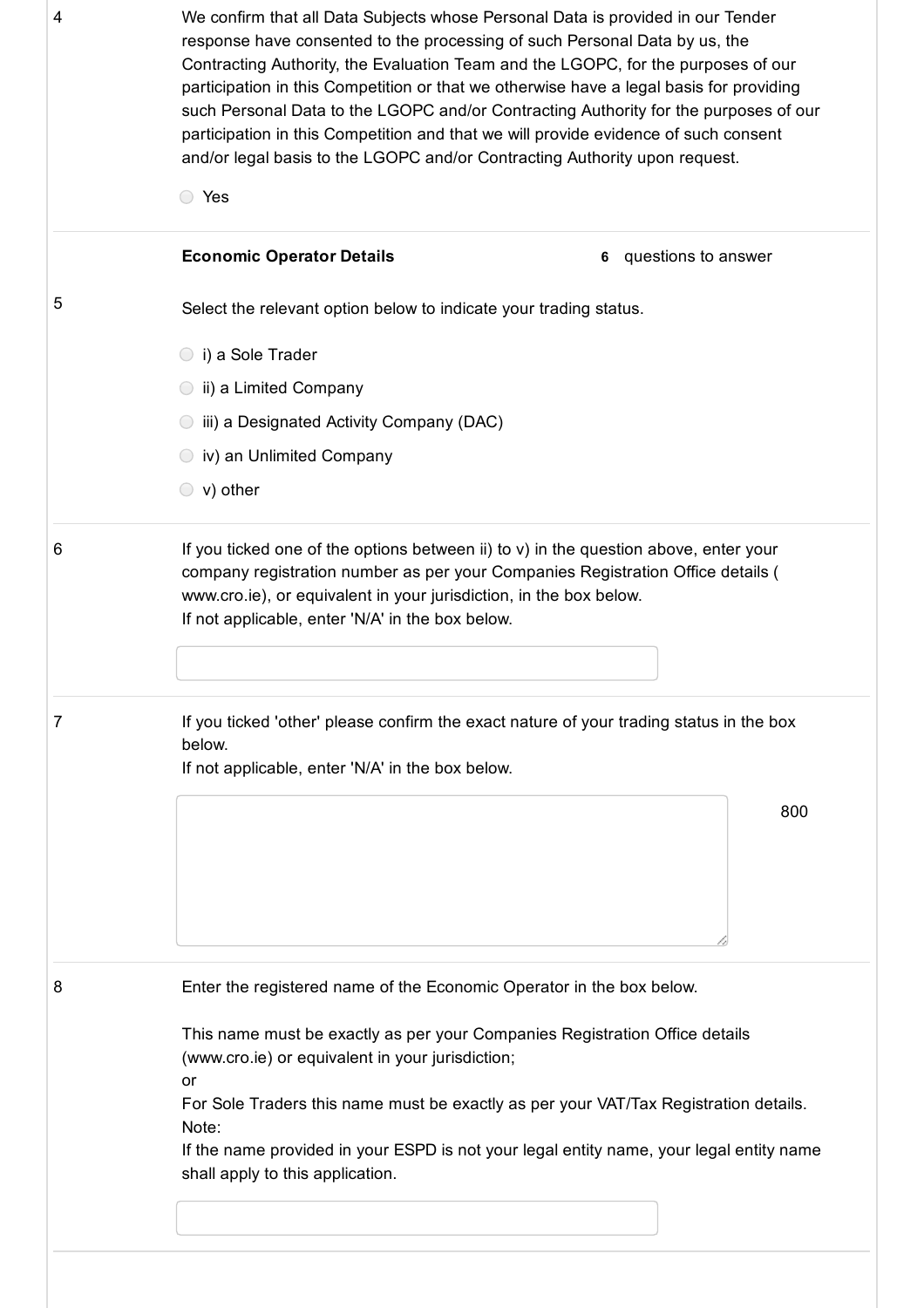4

We confirm that all Data Subjects whose Personal Data is provided in our Tender response have consented to the processing of such Personal Data by us, the Contracting Authority, the Evaluation Team and the LGOPC, for the purposes of our participation in this Competition or that we otherwise have a legal basis for providing such Personal Data to the LGOPC and/or Contracting Authority for the purposes of our participation in this Competition and that we will provide evidence of such consent and/or legal basis to the LGOPC and/or Contracting Authority upon request.

- ○ Yes

---

**Economic Operator Details** — **6** questions to answer

5

Select the relevant option below to indicate your trading status.

- ○ i) a Sole Trader
- ○ ii) a Limited Company
- ○ iii) a Designated Activity Company (DAC)
- ○ iv) an Unlimited Company
- ○ v) other

---

6

If you ticked one of the options between ii) to v) in the question above, enter your company registration number as per your Companies Registration Office details ( www.cro.ie), or equivalent in your jurisdiction, in the box below.
If not applicable, enter 'N/A' in the box below.

---

7

If you ticked 'other' please confirm the exact nature of your trading status in the box below.
If not applicable, enter 'N/A' in the box below.

800

---

8

Enter the registered name of the Economic Operator in the box below.

This name must be exactly as per your Companies Registration Office details (www.cro.ie) or equivalent in your jurisdiction;
or
For Sole Traders this name must be exactly as per your VAT/Tax Registration details.
Note:
If the name provided in your ESPD is not your legal entity name, your legal entity name shall apply to this application.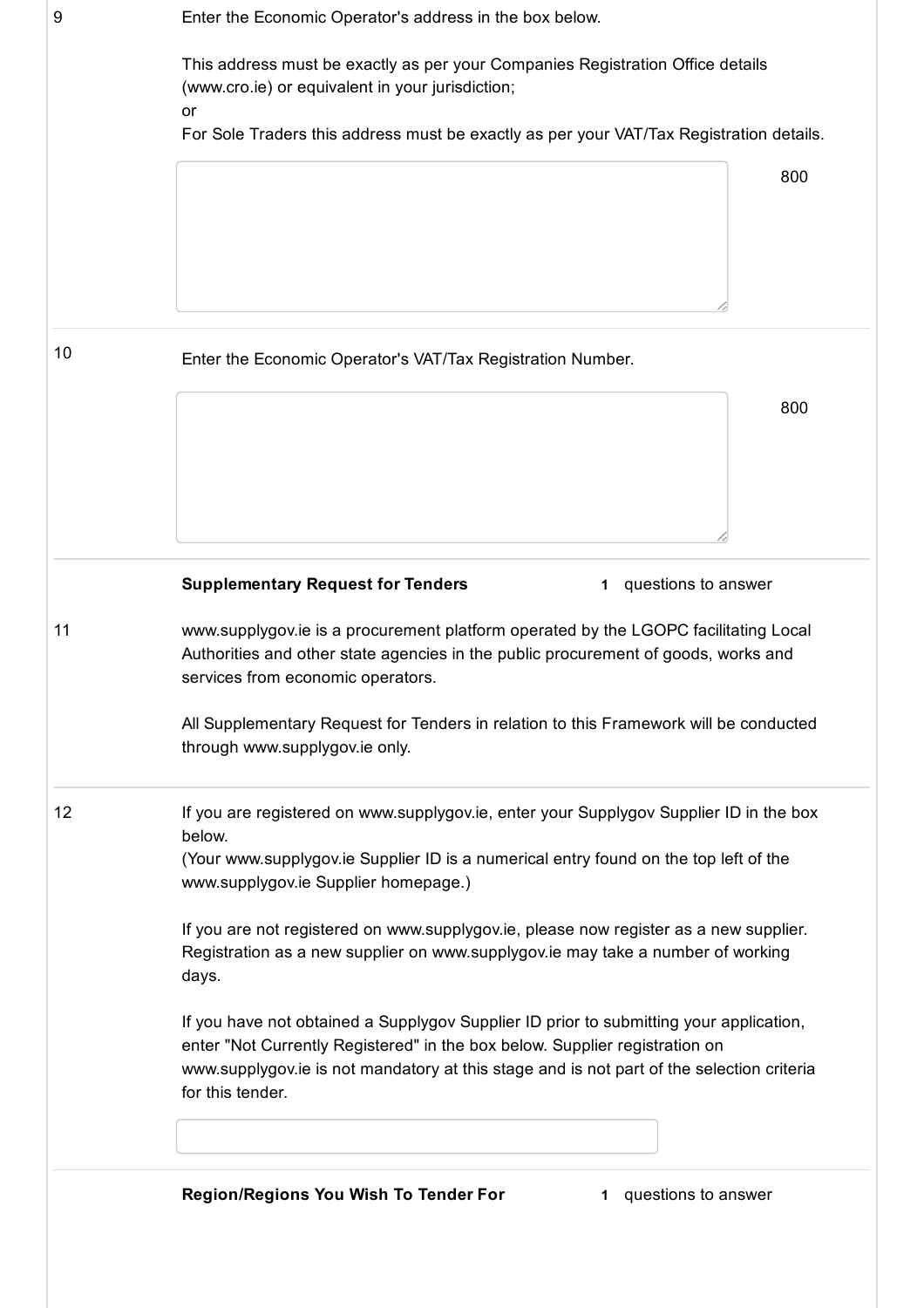9

Enter the Economic Operator's address in the box below.

This address must be exactly as per your Companies Registration Office details (www.cro.ie) or equivalent in your jurisdiction;
or
For Sole Traders this address must be exactly as per your VAT/Tax Registration details.

800

10

Enter the Economic Operator's VAT/Tax Registration Number.

800

**Supplementary Request for Tenders** 1 questions to answer

11

www.supplygov.ie is a procurement platform operated by the LGOPC facilitating Local Authorities and other state agencies in the public procurement of goods, works and services from economic operators.

All Supplementary Request for Tenders in relation to this Framework will be conducted through www.supplygov.ie only.

12

If you are registered on www.supplygov.ie, enter your Supplygov Supplier ID in the box below.
(Your www.supplygov.ie Supplier ID is a numerical entry found on the top left of the www.supplygov.ie Supplier homepage.)

If you are not registered on www.supplygov.ie, please now register as a new supplier. Registration as a new supplier on www.supplygov.ie may take a number of working days.

If you have not obtained a Supplygov Supplier ID prior to submitting your application, enter "Not Currently Registered" in the box below. Supplier registration on www.supplygov.ie is not mandatory at this stage and is not part of the selection criteria for this tender.

**Region/Regions You Wish To Tender For** 1 questions to answer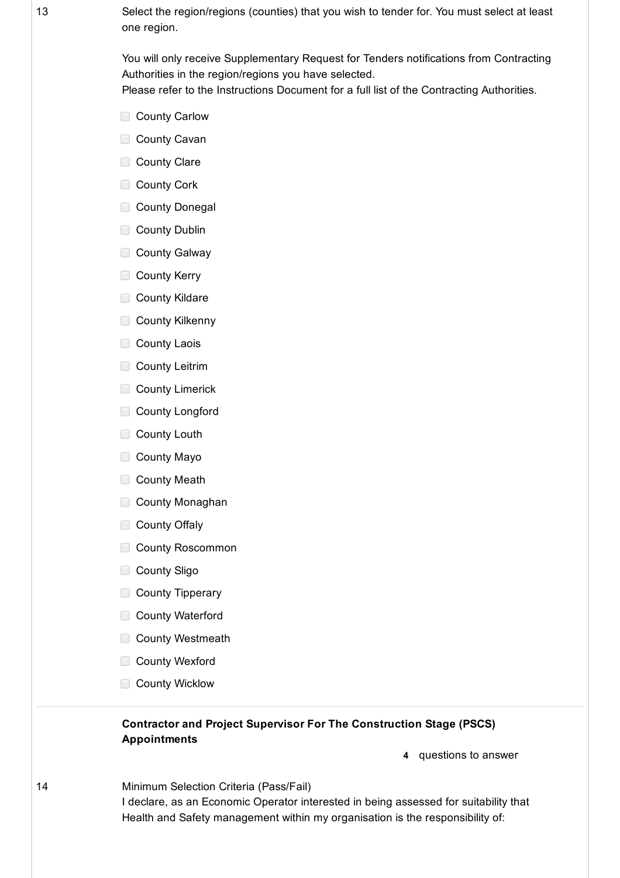13

Select the region/regions (counties) that you wish to tender for. You must select at least one region.

You will only receive Supplementary Request for Tenders notifications from Contracting Authorities in the region/regions you have selected.
Please refer to the Instructions Document for a full list of the Contracting Authorities.

- [ ] County Carlow
- [ ] County Cavan
- [ ] County Clare
- [ ] County Cork
- [ ] County Donegal
- [ ] County Dublin
- [ ] County Galway
- [ ] County Kerry
- [ ] County Kildare
- [ ] County Kilkenny
- [ ] County Laois
- [ ] County Leitrim
- [ ] County Limerick
- [ ] County Longford
- [ ] County Louth
- [ ] County Mayo
- [ ] County Meath
- [ ] County Monaghan
- [ ] County Offaly
- [ ] County Roscommon
- [ ] County Sligo
- [ ] County Tipperary
- [ ] County Waterford
- [ ] County Westmeath
- [ ] County Wexford
- [ ] County Wicklow

**Contractor and Project Supervisor For The Construction Stage (PSCS) Appointments**

**4** questions to answer

14

Minimum Selection Criteria (Pass/Fail)
I declare, as an Economic Operator interested in being assessed for suitability that Health and Safety management within my organisation is the responsibility of: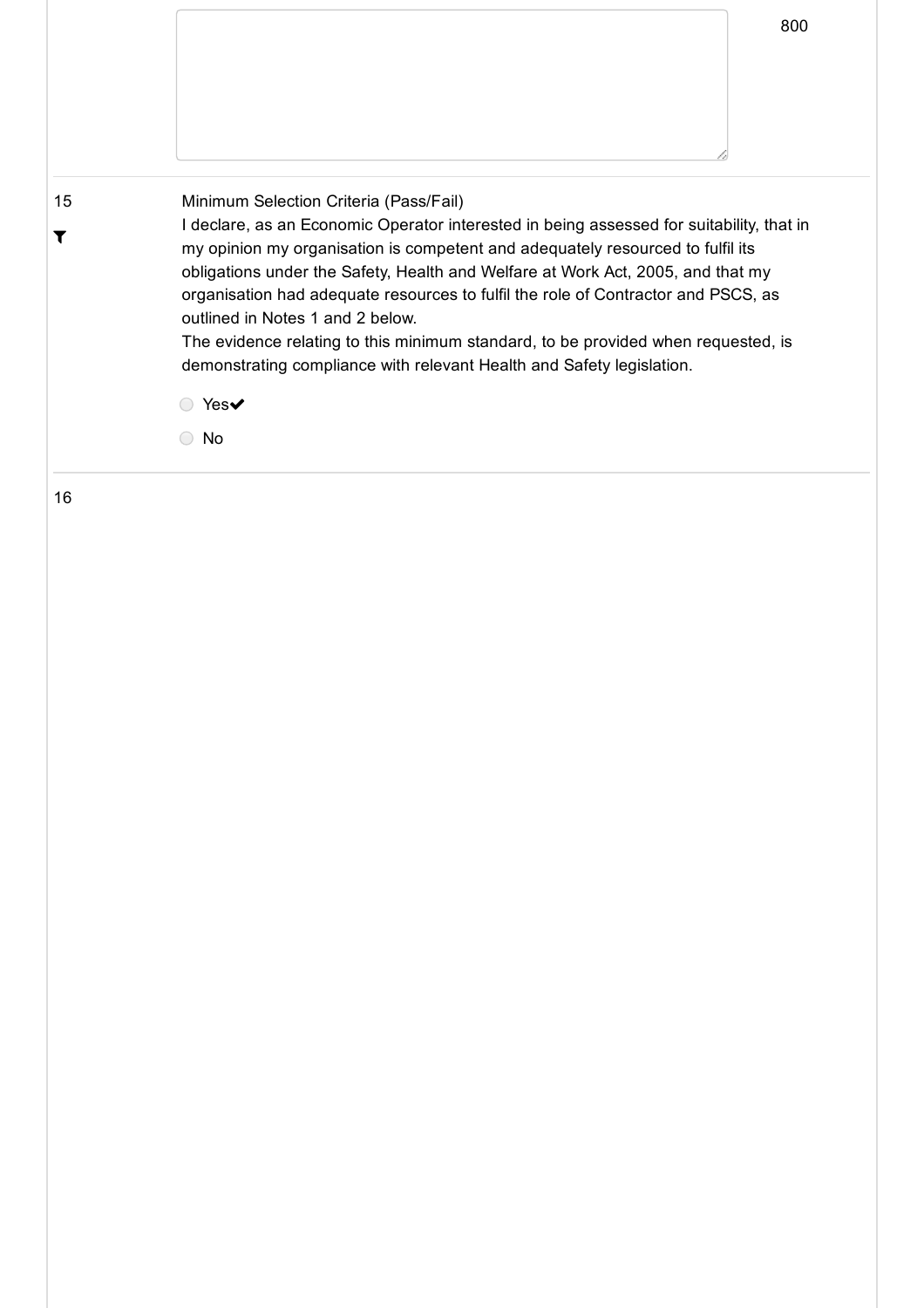800

15

Minimum Selection Criteria (Pass/Fail)

I declare, as an Economic Operator interested in being assessed for suitability, that in my opinion my organisation is competent and adequately resourced to fulfil its obligations under the Safety, Health and Welfare at Work Act, 2005, and that my organisation had adequate resources to fulfil the role of Contractor and PSCS, as outlined in Notes 1 and 2 below.

The evidence relating to this minimum standard, to be provided when requested, is demonstrating compliance with relevant Health and Safety legislation.

- Yes✔
- No

16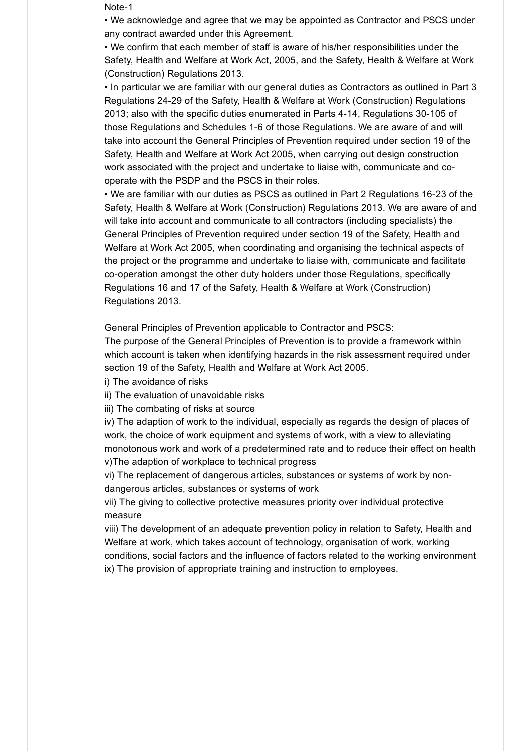Note-1

- We acknowledge and agree that we may be appointed as Contractor and PSCS under any contract awarded under this Agreement.
- We confirm that each member of staff is aware of his/her responsibilities under the Safety, Health and Welfare at Work Act, 2005, and the Safety, Health & Welfare at Work (Construction) Regulations 2013.
- In particular we are familiar with our general duties as Contractors as outlined in Part 3 Regulations 24-29 of the Safety, Health & Welfare at Work (Construction) Regulations 2013; also with the specific duties enumerated in Parts 4-14, Regulations 30-105 of those Regulations and Schedules 1-6 of those Regulations. We are aware of and will take into account the General Principles of Prevention required under section 19 of the Safety, Health and Welfare at Work Act 2005, when carrying out design construction work associated with the project and undertake to liaise with, communicate and co-operate with the PSDP and the PSCS in their roles.
- We are familiar with our duties as PSCS as outlined in Part 2 Regulations 16-23 of the Safety, Health & Welfare at Work (Construction) Regulations 2013. We are aware of and will take into account and communicate to all contractors (including specialists) the General Principles of Prevention required under section 19 of the Safety, Health and Welfare at Work Act 2005, when coordinating and organising the technical aspects of the project or the programme and undertake to liaise with, communicate and facilitate co-operation amongst the other duty holders under those Regulations, specifically Regulations 16 and 17 of the Safety, Health & Welfare at Work (Construction) Regulations 2013.

General Principles of Prevention applicable to Contractor and PSCS:

The purpose of the General Principles of Prevention is to provide a framework within which account is taken when identifying hazards in the risk assessment required under section 19 of the Safety, Health and Welfare at Work Act 2005.

i) The avoidance of risks

ii) The evaluation of unavoidable risks

iii) The combating of risks at source

iv) The adaption of work to the individual, especially as regards the design of places of work, the choice of work equipment and systems of work, with a view to alleviating monotonous work and work of a predetermined rate and to reduce their effect on health

v)The adaption of workplace to technical progress

vi) The replacement of dangerous articles, substances or systems of work by non-dangerous articles, substances or systems of work

vii) The giving to collective protective measures priority over individual protective measure

viii) The development of an adequate prevention policy in relation to Safety, Health and Welfare at work, which takes account of technology, organisation of work, working conditions, social factors and the influence of factors related to the working environment

ix) The provision of appropriate training and instruction to employees.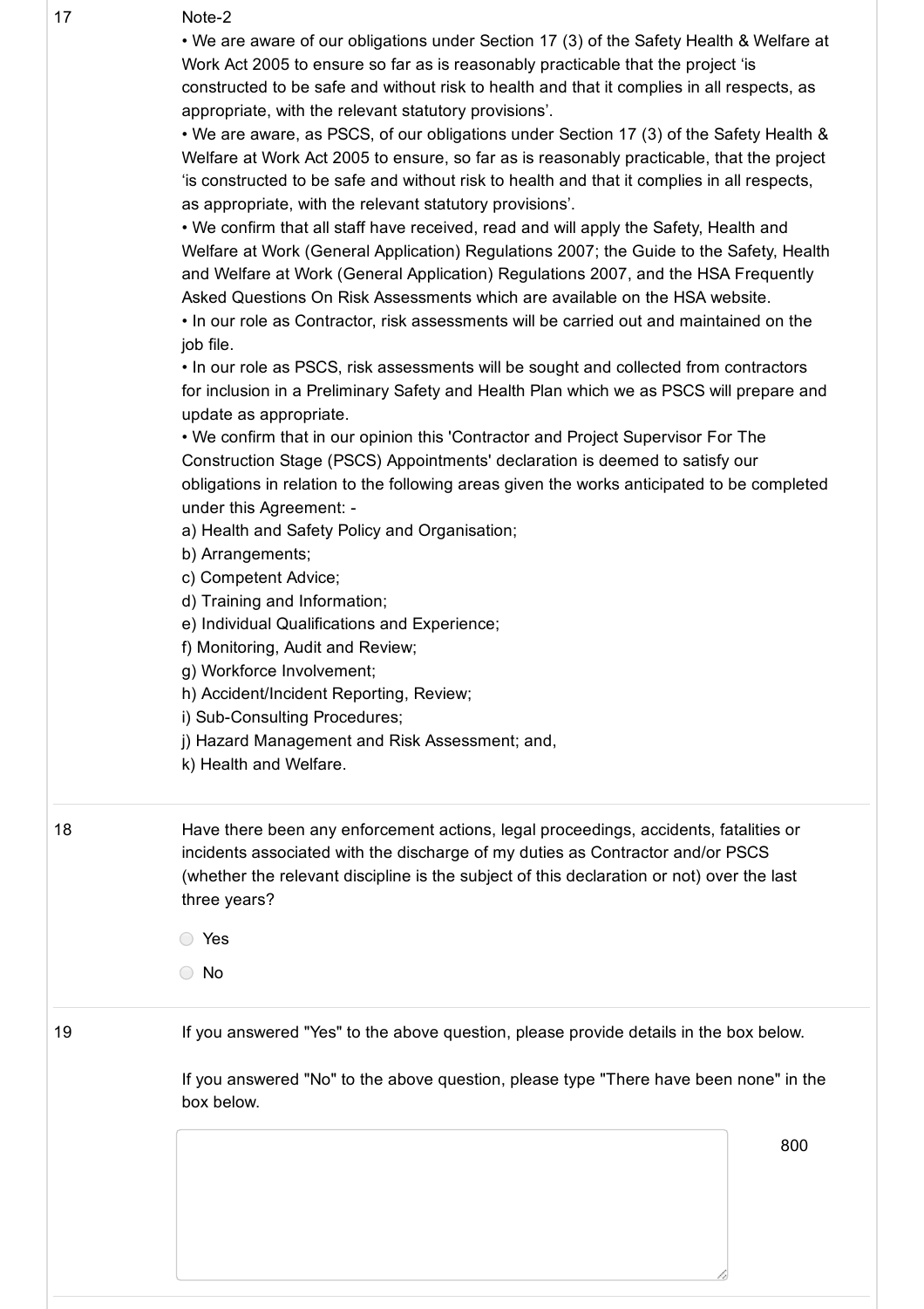17

Note-2

- We are aware of our obligations under Section 17 (3) of the Safety Health & Welfare at Work Act 2005 to ensure so far as is reasonably practicable that the project 'is constructed to be safe and without risk to health and that it complies in all respects, as appropriate, with the relevant statutory provisions'.
- We are aware, as PSCS, of our obligations under Section 17 (3) of the Safety Health & Welfare at Work Act 2005 to ensure, so far as is reasonably practicable, that the project 'is constructed to be safe and without risk to health and that it complies in all respects, as appropriate, with the relevant statutory provisions'.
- We confirm that all staff have received, read and will apply the Safety, Health and Welfare at Work (General Application) Regulations 2007; the Guide to the Safety, Health and Welfare at Work (General Application) Regulations 2007, and the HSA Frequently Asked Questions On Risk Assessments which are available on the HSA website.
- In our role as Contractor, risk assessments will be carried out and maintained on the job file.
- In our role as PSCS, risk assessments will be sought and collected from contractors for inclusion in a Preliminary Safety and Health Plan which we as PSCS will prepare and update as appropriate.
- We confirm that in our opinion this 'Contractor and Project Supervisor For The Construction Stage (PSCS) Appointments' declaration is deemed to satisfy our obligations in relation to the following areas given the works anticipated to be completed under this Agreement: -

a) Health and Safety Policy and Organisation;
b) Arrangements;
c) Competent Advice;
d) Training and Information;
e) Individual Qualifications and Experience;
f) Monitoring, Audit and Review;
g) Workforce Involvement;
h) Accident/Incident Reporting, Review;
i) Sub-Consulting Procedures;
j) Hazard Management and Risk Assessment; and,
k) Health and Welfare.

18

Have there been any enforcement actions, legal proceedings, accidents, fatalities or incidents associated with the discharge of my duties as Contractor and/or PSCS (whether the relevant discipline is the subject of this declaration or not) over the last three years?

- ○ Yes
- ○ No

19

If you answered "Yes" to the above question, please provide details in the box below.

If you answered "No" to the above question, please type "There have been none" in the box below.

800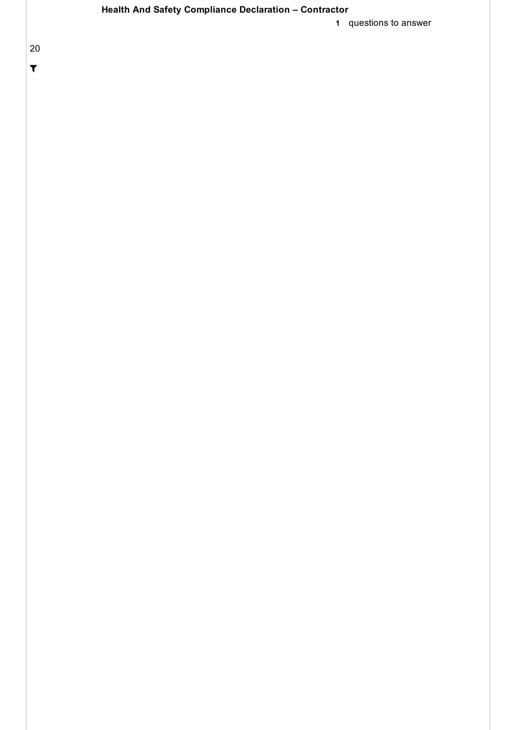**Health And Safety Compliance Declaration – Contractor**

**1** questions to answer

20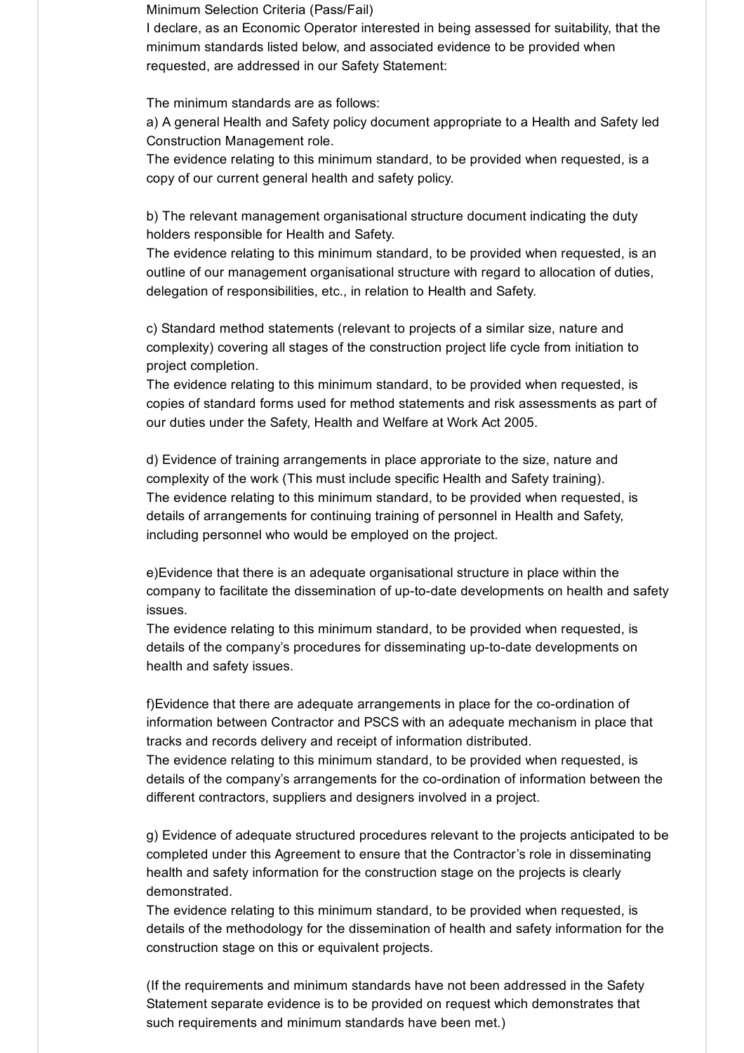Minimum Selection Criteria (Pass/Fail)

I declare, as an Economic Operator interested in being assessed for suitability, that the minimum standards listed below, and associated evidence to be provided when requested, are addressed in our Safety Statement:

The minimum standards are as follows:

a) A general Health and Safety policy document appropriate to a Health and Safety led Construction Management role.
The evidence relating to this minimum standard, to be provided when requested, is a copy of our current general health and safety policy.

b) The relevant management organisational structure document indicating the duty holders responsible for Health and Safety.
The evidence relating to this minimum standard, to be provided when requested, is an outline of our management organisational structure with regard to allocation of duties, delegation of responsibilities, etc., in relation to Health and Safety.

c) Standard method statements (relevant to projects of a similar size, nature and complexity) covering all stages of the construction project life cycle from initiation to project completion.
The evidence relating to this minimum standard, to be provided when requested, is copies of standard forms used for method statements and risk assessments as part of our duties under the Safety, Health and Welfare at Work Act 2005.

d) Evidence of training arrangements in place approriate to the size, nature and complexity of the work (This must include specific Health and Safety training).
The evidence relating to this minimum standard, to be provided when requested, is details of arrangements for continuing training of personnel in Health and Safety, including personnel who would be employed on the project.

e)Evidence that there is an adequate organisational structure in place within the company to facilitate the dissemination of up-to-date developments on health and safety issues.
The evidence relating to this minimum standard, to be provided when requested, is details of the company's procedures for disseminating up-to-date developments on health and safety issues.

f)Evidence that there are adequate arrangements in place for the co-ordination of information between Contractor and PSCS with an adequate mechanism in place that tracks and records delivery and receipt of information distributed.
The evidence relating to this minimum standard, to be provided when requested, is details of the company's arrangements for the co-ordination of information between the different contractors, suppliers and designers involved in a project.

g) Evidence of adequate structured procedures relevant to the projects anticipated to be completed under this Agreement to ensure that the Contractor's role in disseminating health and safety information for the construction stage on the projects is clearly demonstrated.
The evidence relating to this minimum standard, to be provided when requested, is details of the methodology for the dissemination of health and safety information for the construction stage on this or equivalent projects.

(If the requirements and minimum standards have not been addressed in the Safety Statement separate evidence is to be provided on request which demonstrates that such requirements and minimum standards have been met.)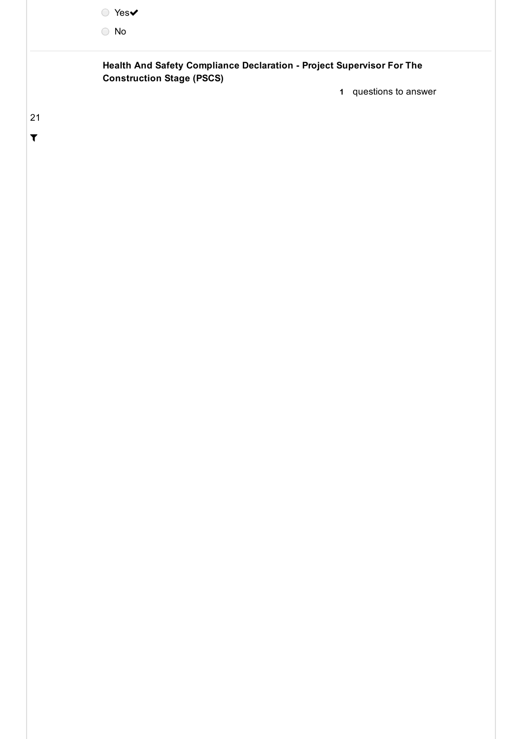○ Yes✔

○ No

**Health And Safety Compliance Declaration - Project Supervisor For The Construction Stage (PSCS)**

**1** questions to answer

21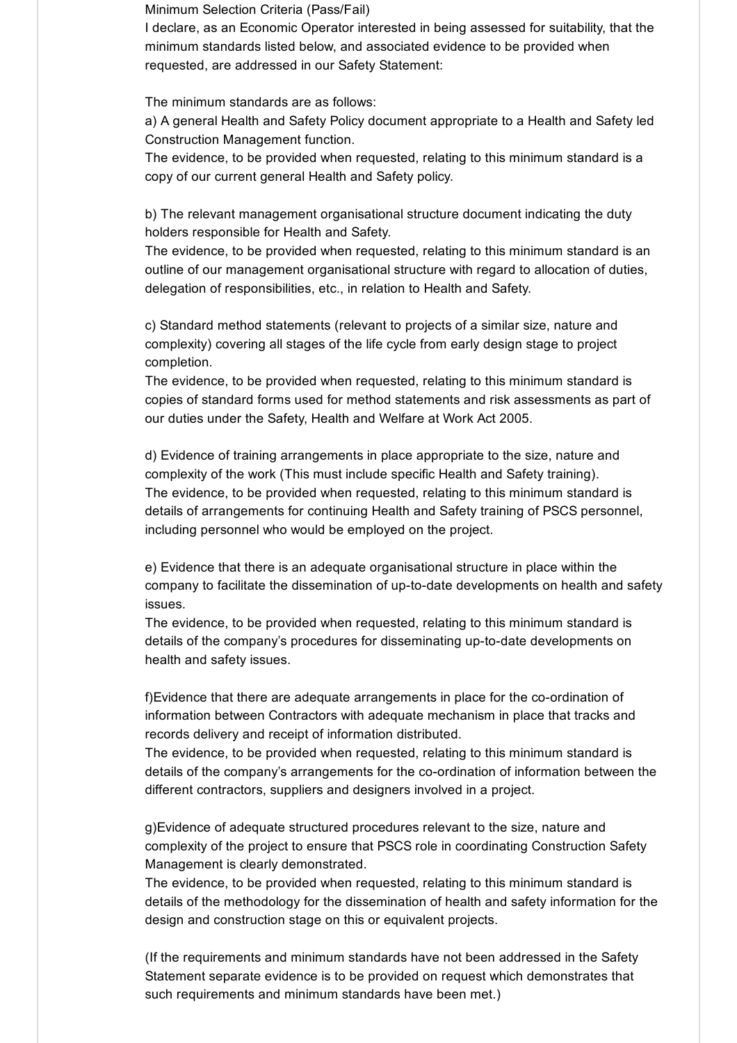Minimum Selection Criteria (Pass/Fail)

I declare, as an Economic Operator interested in being assessed for suitability, that the minimum standards listed below, and associated evidence to be provided when requested, are addressed in our Safety Statement:

The minimum standards are as follows:

a) A general Health and Safety Policy document appropriate to a Health and Safety led Construction Management function.
The evidence, to be provided when requested, relating to this minimum standard is a copy of our current general Health and Safety policy.

b) The relevant management organisational structure document indicating the duty holders responsible for Health and Safety.
The evidence, to be provided when requested, relating to this minimum standard is an outline of our management organisational structure with regard to allocation of duties, delegation of responsibilities, etc., in relation to Health and Safety.

c) Standard method statements (relevant to projects of a similar size, nature and complexity) covering all stages of the life cycle from early design stage to project completion.
The evidence, to be provided when requested, relating to this minimum standard is copies of standard forms used for method statements and risk assessments as part of our duties under the Safety, Health and Welfare at Work Act 2005.

d) Evidence of training arrangements in place appropriate to the size, nature and complexity of the work (This must include specific Health and Safety training).
The evidence, to be provided when requested, relating to this minimum standard is details of arrangements for continuing Health and Safety training of PSCS personnel, including personnel who would be employed on the project.

e) Evidence that there is an adequate organisational structure in place within the company to facilitate the dissemination of up-to-date developments on health and safety issues.
The evidence, to be provided when requested, relating to this minimum standard is details of the company's procedures for disseminating up-to-date developments on health and safety issues.

f)Evidence that there are adequate arrangements in place for the co-ordination of information between Contractors with adequate mechanism in place that tracks and records delivery and receipt of information distributed.
The evidence, to be provided when requested, relating to this minimum standard is details of the company's arrangements for the co-ordination of information between the different contractors, suppliers and designers involved in a project.

g)Evidence of adequate structured procedures relevant to the size, nature and complexity of the project to ensure that PSCS role in coordinating Construction Safety Management is clearly demonstrated.
The evidence, to be provided when requested, relating to this minimum standard is details of the methodology for the dissemination of health and safety information for the design and construction stage on this or equivalent projects.

(If the requirements and minimum standards have not been addressed in the Safety Statement separate evidence is to be provided on request which demonstrates that such requirements and minimum standards have been met.)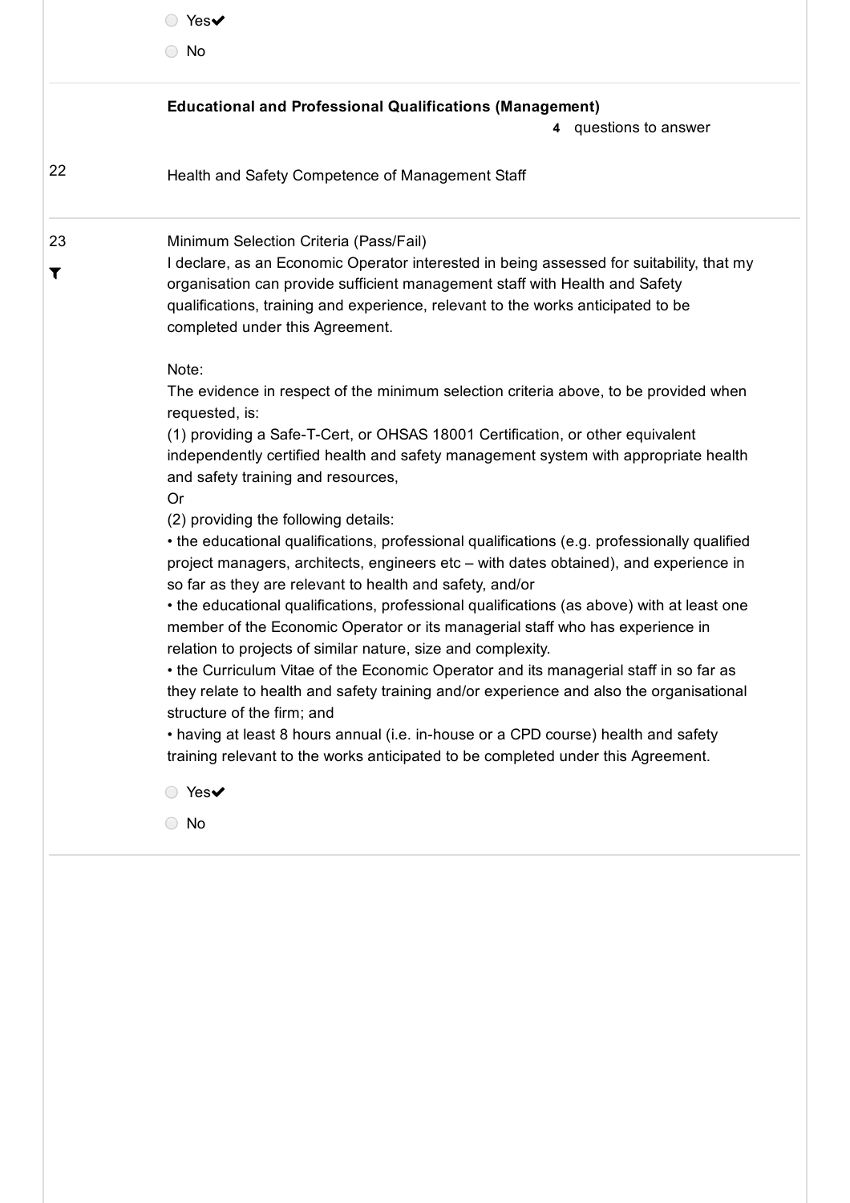○ Yes✔

○ No

**Educational and Professional Qualifications (Management)**

**4** questions to answer

22 Health and Safety Competence of Management Staff

23 Minimum Selection Criteria (Pass/Fail)

I declare, as an Economic Operator interested in being assessed for suitability, that my organisation can provide sufficient management staff with Health and Safety qualifications, training and experience, relevant to the works anticipated to be completed under this Agreement.

Note:

The evidence in respect of the minimum selection criteria above, to be provided when requested, is:

(1) providing a Safe-T-Cert, or OHSAS 18001 Certification, or other equivalent independently certified health and safety management system with appropriate health and safety training and resources,

Or

(2) providing the following details:

• the educational qualifications, professional qualifications (e.g. professionally qualified project managers, architects, engineers etc – with dates obtained), and experience in so far as they are relevant to health and safety, and/or

• the educational qualifications, professional qualifications (as above) with at least one member of the Economic Operator or its managerial staff who has experience in relation to projects of similar nature, size and complexity.

• the Curriculum Vitae of the Economic Operator and its managerial staff in so far as they relate to health and safety training and/or experience and also the organisational structure of the firm; and

• having at least 8 hours annual (i.e. in-house or a CPD course) health and safety training relevant to the works anticipated to be completed under this Agreement.

○ Yes✔

○ No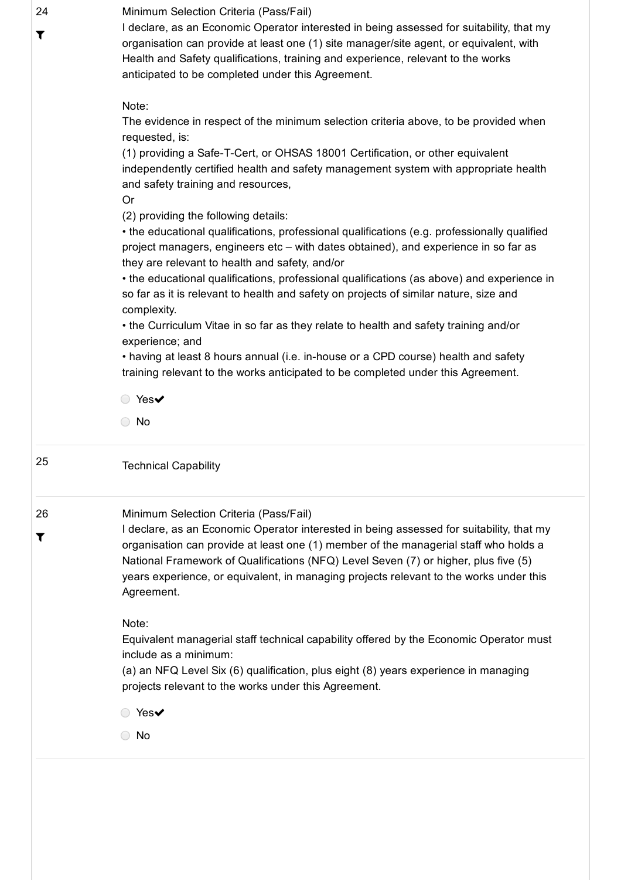24

Minimum Selection Criteria (Pass/Fail)
I declare, as an Economic Operator interested in being assessed for suitability, that my organisation can provide at least one (1) site manager/site agent, or equivalent, with Health and Safety qualifications, training and experience, relevant to the works anticipated to be completed under this Agreement.

Note:
The evidence in respect of the minimum selection criteria above, to be provided when requested, is:
(1) providing a Safe-T-Cert, or OHSAS 18001 Certification, or other equivalent independently certified health and safety management system with appropriate health and safety training and resources,
Or
(2) providing the following details:
• the educational qualifications, professional qualifications (e.g. professionally qualified project managers, engineers etc – with dates obtained), and experience in so far as they are relevant to health and safety, and/or
• the educational qualifications, professional qualifications (as above) and experience in so far as it is relevant to health and safety on projects of similar nature, size and complexity.
• the Curriculum Vitae in so far as they relate to health and safety training and/or experience; and
• having at least 8 hours annual (i.e. in-house or a CPD course) health and safety training relevant to the works anticipated to be completed under this Agreement.

- Yes✔
- No

25

Technical Capability

26

Minimum Selection Criteria (Pass/Fail)
I declare, as an Economic Operator interested in being assessed for suitability, that my organisation can provide at least one (1) member of the managerial staff who holds a National Framework of Qualifications (NFQ) Level Seven (7) or higher, plus five (5) years experience, or equivalent, in managing projects relevant to the works under this Agreement.

Note:
Equivalent managerial staff technical capability offered by the Economic Operator must include as a minimum:
(a) an NFQ Level Six (6) qualification, plus eight (8) years experience in managing projects relevant to the works under this Agreement.

- Yes✔
- No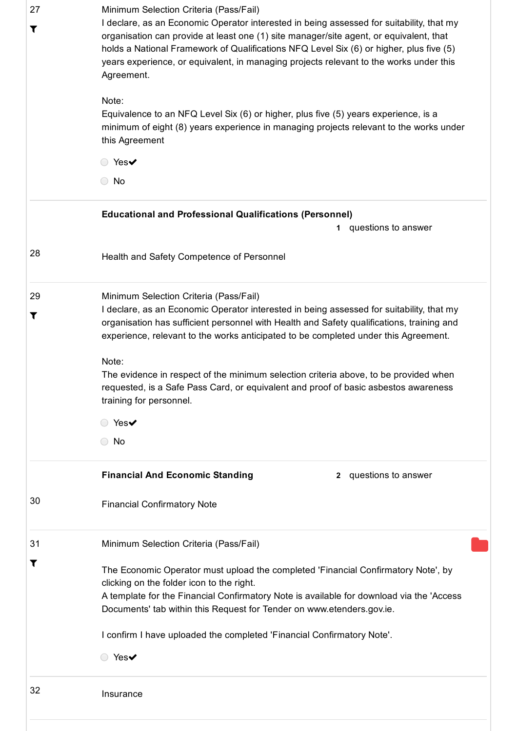27

Minimum Selection Criteria (Pass/Fail)

I declare, as an Economic Operator interested in being assessed for suitability, that my organisation can provide at least one (1) site manager/site agent, or equivalent, that holds a National Framework of Qualifications NFQ Level Six (6) or higher, plus five (5) years experience, or equivalent, in managing projects relevant to the works under this Agreement.

Note:

Equivalence to an NFQ Level Six (6) or higher, plus five (5) years experience, is a minimum of eight (8) years experience in managing projects relevant to the works under this Agreement

- Yes✔
- No

---

**Educational and Professional Qualifications (Personnel)** — 1 questions to answer

28

Health and Safety Competence of Personnel

---

29

Minimum Selection Criteria (Pass/Fail)

I declare, as an Economic Operator interested in being assessed for suitability, that my organisation has sufficient personnel with Health and Safety qualifications, training and experience, relevant to the works anticipated to be completed under this Agreement.

Note:

The evidence in respect of the minimum selection criteria above, to be provided when requested, is a Safe Pass Card, or equivalent and proof of basic asbestos awareness training for personnel.

- Yes✔
- No

---

**Financial And Economic Standing** — 2 questions to answer

30

Financial Confirmatory Note

---

31

Minimum Selection Criteria (Pass/Fail)

The Economic Operator must upload the completed 'Financial Confirmatory Note', by clicking on the folder icon to the right.

A template for the Financial Confirmatory Note is available for download via the 'Access Documents' tab within this Request for Tender on www.etenders.gov.ie.

I confirm I have uploaded the completed 'Financial Confirmatory Note'.

- Yes✔

---

32

Insurance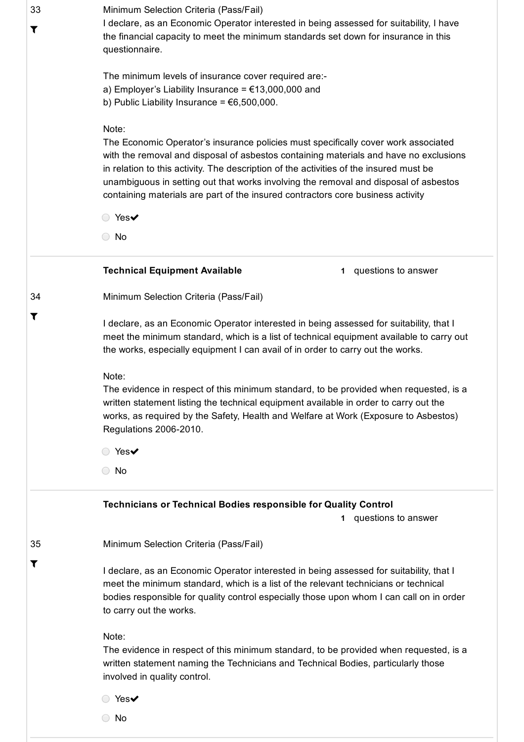33

Minimum Selection Criteria (Pass/Fail)

I declare, as an Economic Operator interested in being assessed for suitability, I have the financial capacity to meet the minimum standards set down for insurance in this questionnaire.

The minimum levels of insurance cover required are:-
a) Employer's Liability Insurance = €13,000,000 and
b) Public Liability Insurance = €6,500,000.

Note:
The Economic Operator's insurance policies must specifically cover work associated with the removal and disposal of asbestos containing materials and have no exclusions in relation to this activity. The description of the activities of the insured must be unambiguous in setting out that works involving the removal and disposal of asbestos containing materials are part of the insured contractors core business activity

- Yes✔
- No

---

**Technical Equipment Available** — 1 questions to answer

34

Minimum Selection Criteria (Pass/Fail)

I declare, as an Economic Operator interested in being assessed for suitability, that I meet the minimum standard, which is a list of technical equipment available to carry out the works, especially equipment I can avail of in order to carry out the works.

Note:
The evidence in respect of this minimum standard, to be provided when requested, is a written statement listing the technical equipment available in order to carry out the works, as required by the Safety, Health and Welfare at Work (Exposure to Asbestos) Regulations 2006-2010.

- Yes✔
- No

---

**Technicians or Technical Bodies responsible for Quality Control** — 1 questions to answer

35

Minimum Selection Criteria (Pass/Fail)

I declare, as an Economic Operator interested in being assessed for suitability, that I meet the minimum standard, which is a list of the relevant technicians or technical bodies responsible for quality control especially those upon whom I can call on in order to carry out the works.

Note:
The evidence in respect of this minimum standard, to be provided when requested, is a written statement naming the Technicians and Technical Bodies, particularly those involved in quality control.

- Yes✔
- No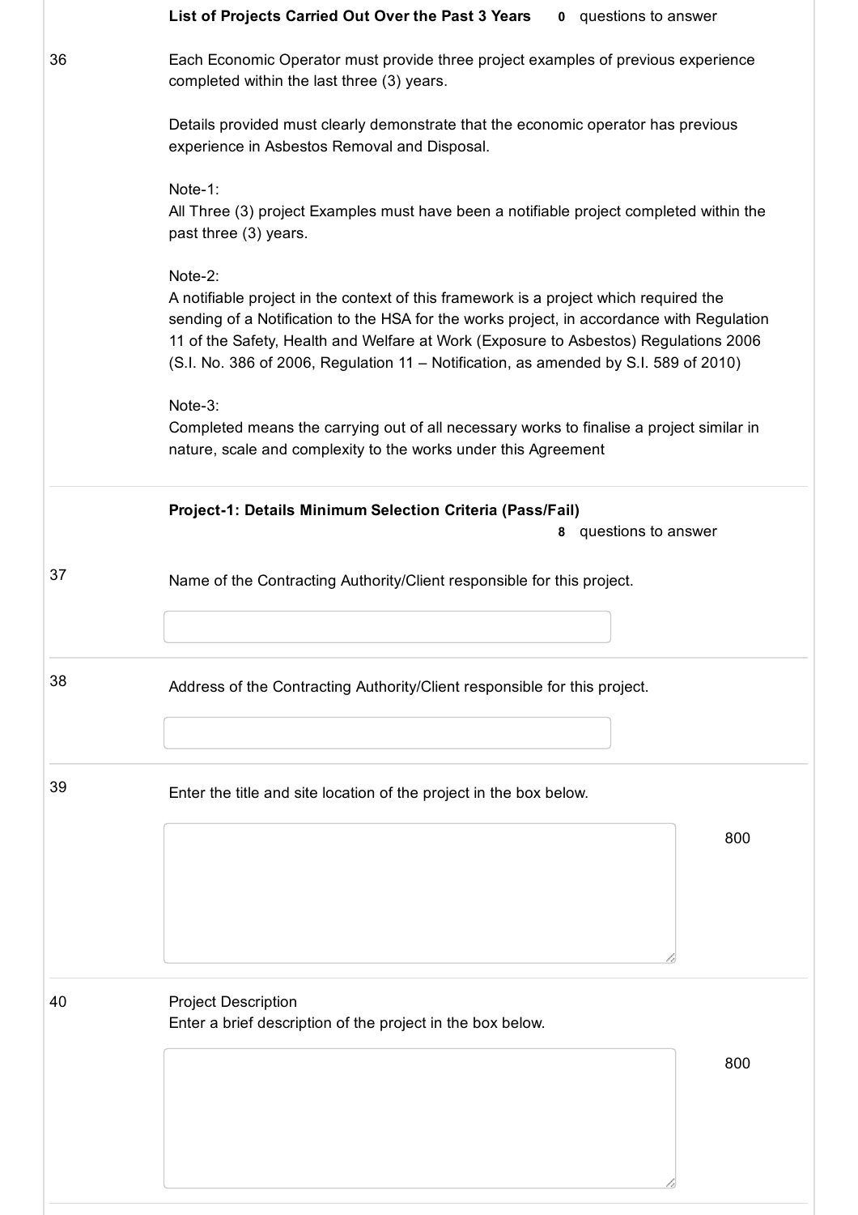**List of Projects Carried Out Over the Past 3 Years** **0** questions to answer

36

Each Economic Operator must provide three project examples of previous experience completed within the last three (3) years.

Details provided must clearly demonstrate that the economic operator has previous experience in Asbestos Removal and Disposal.

Note-1:
All Three (3) project Examples must have been a notifiable project completed within the past three (3) years.

Note-2:
A notifiable project in the context of this framework is a project which required the sending of a Notification to the HSA for the works project, in accordance with Regulation 11 of the Safety, Health and Welfare at Work (Exposure to Asbestos) Regulations 2006 (S.I. No. 386 of 2006, Regulation 11 – Notification, as amended by S.I. 589 of 2010)

Note-3:
Completed means the carrying out of all necessary works to finalise a project similar in nature, scale and complexity to the works under this Agreement

**Project-1: Details Minimum Selection Criteria (Pass/Fail)** **8** questions to answer

37

Name of the Contracting Authority/Client responsible for this project.

38

Address of the Contracting Authority/Client responsible for this project.

39

Enter the title and site location of the project in the box below.

800

40

Project Description
Enter a brief description of the project in the box below.

800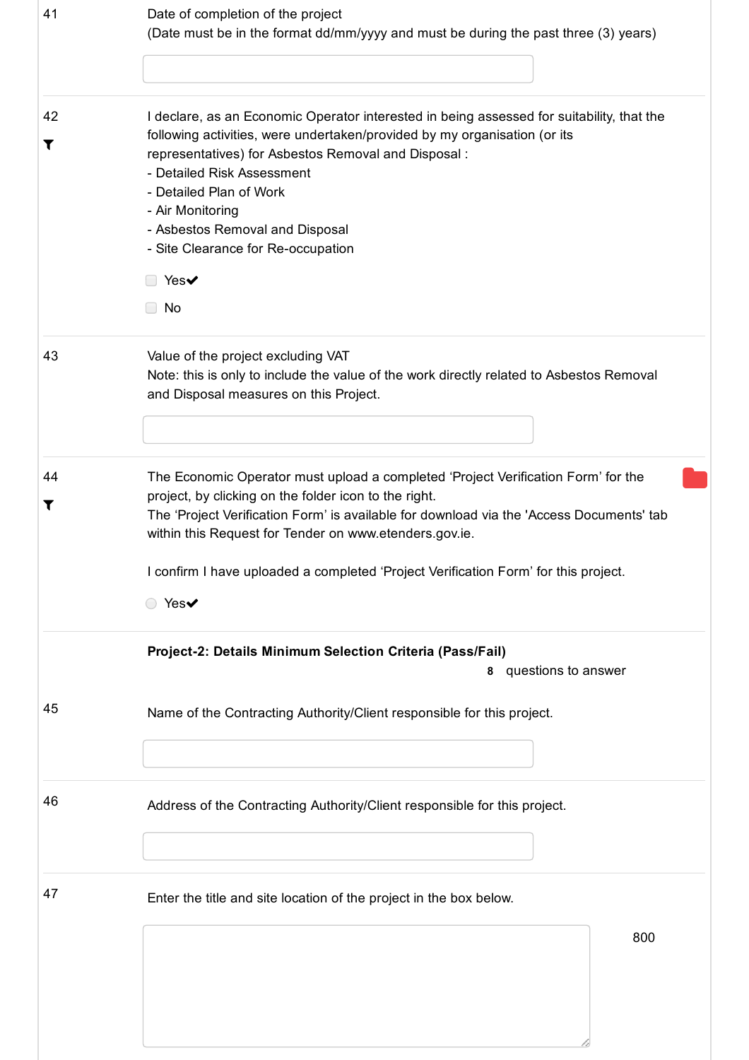41

Date of completion of the project
(Date must be in the format dd/mm/yyyy and must be during the past three (3) years)

---

42

I declare, as an Economic Operator interested in being assessed for suitability, that the following activities, were undertaken/provided by my organisation (or its representatives) for Asbestos Removal and Disposal :

- Detailed Risk Assessment
- Detailed Plan of Work
- Air Monitoring
- Asbestos Removal and Disposal
- Site Clearance for Re-occupation

☐ Yes✔

☐ No

---

43

Value of the project excluding VAT
Note: this is only to include the value of the work directly related to Asbestos Removal and Disposal measures on this Project.

---

44

The Economic Operator must upload a completed 'Project Verification Form' for the project, by clicking on the folder icon to the right.
The 'Project Verification Form' is available for download via the 'Access Documents' tab within this Request for Tender on www.etenders.gov.ie.

I confirm I have uploaded a completed 'Project Verification Form' for this project.

○ Yes✔

---

**Project-2: Details Minimum Selection Criteria (Pass/Fail)**

**8** questions to answer

45

Name of the Contracting Authority/Client responsible for this project.

---

46

Address of the Contracting Authority/Client responsible for this project.

---

47

Enter the title and site location of the project in the box below.

800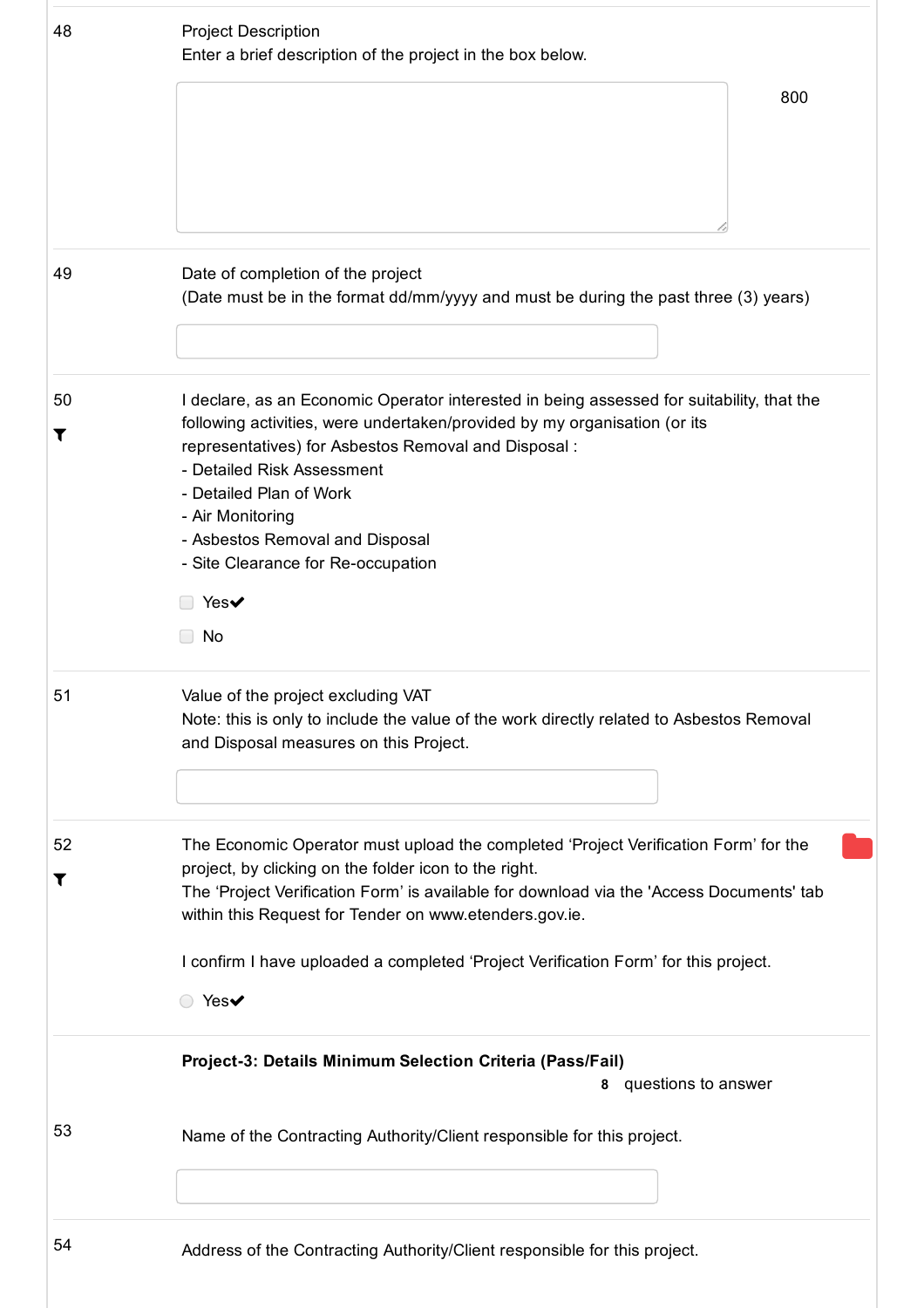48 Project Description

Enter a brief description of the project in the box below.

800

49 Date of completion of the project

(Date must be in the format dd/mm/yyyy and must be during the past three (3) years)

50 I declare, as an Economic Operator interested in being assessed for suitability, that the following activities, were undertaken/provided by my organisation (or its representatives) for Asbestos Removal and Disposal :

- Detailed Risk Assessment
- Detailed Plan of Work
- Air Monitoring
- Asbestos Removal and Disposal
- Site Clearance for Re-occupation

☐ Yes✔

☐ No

51 Value of the project excluding VAT

Note: this is only to include the value of the work directly related to Asbestos Removal and Disposal measures on this Project.

52 The Economic Operator must upload the completed 'Project Verification Form' for the project, by clicking on the folder icon to the right.

The 'Project Verification Form' is available for download via the 'Access Documents' tab within this Request for Tender on www.etenders.gov.ie.

I confirm I have uploaded a completed 'Project Verification Form' for this project.

○ Yes✔

**Project-3: Details Minimum Selection Criteria (Pass/Fail)**

8 questions to answer

53 Name of the Contracting Authority/Client responsible for this project.

54 Address of the Contracting Authority/Client responsible for this project.